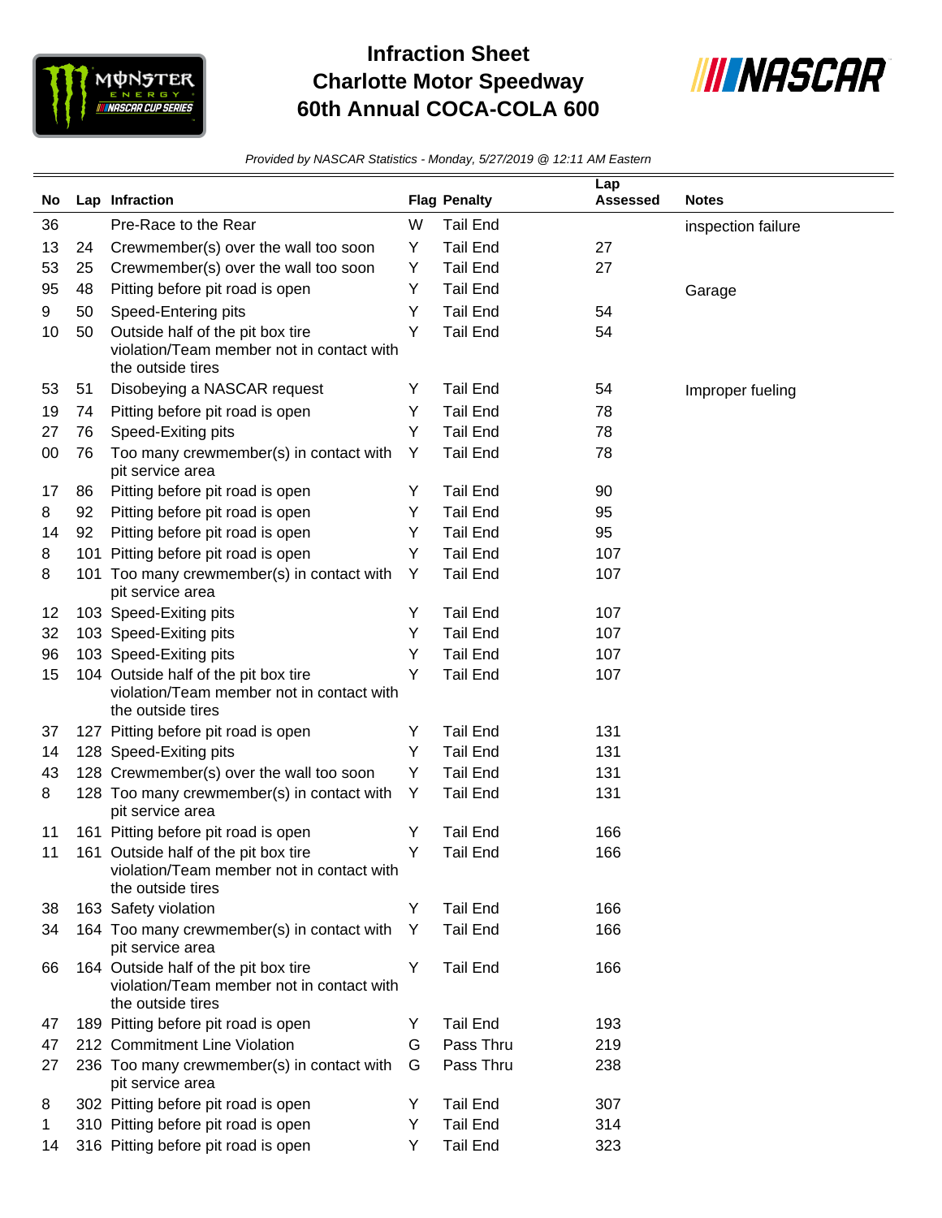# Infraction Sheet
# Charlotte Motor Speedway
# 60th Annual COCA-COLA 600

*Provided by NASCAR Statistics - Monday, 5/27/2019 @ 12:11 AM Eastern*

| No | Lap | Infraction | Flag | Penalty | Lap Assessed | Notes |
|---|---|---|---|---|---|---|
| 36 | | Pre-Race to the Rear | W | Tail End | | inspection failure |
| 13 | 24 | Crewmember(s) over the wall too soon | Y | Tail End | 27 | |
| 53 | 25 | Crewmember(s) over the wall too soon | Y | Tail End | 27 | |
| 95 | 48 | Pitting before pit road is open | Y | Tail End | | Garage |
| 9 | 50 | Speed-Entering pits | Y | Tail End | 54 | |
| 10 | 50 | Outside half of the pit box tire violation/Team member not in contact with the outside tires | Y | Tail End | 54 | |
| 53 | 51 | Disobeying a NASCAR request | Y | Tail End | 54 | Improper fueling |
| 19 | 74 | Pitting before pit road is open | Y | Tail End | 78 | |
| 27 | 76 | Speed-Exiting pits | Y | Tail End | 78 | |
| 00 | 76 | Too many crewmember(s) in contact with pit service area | Y | Tail End | 78 | |
| 17 | 86 | Pitting before pit road is open | Y | Tail End | 90 | |
| 8 | 92 | Pitting before pit road is open | Y | Tail End | 95 | |
| 14 | 92 | Pitting before pit road is open | Y | Tail End | 95 | |
| 8 | 101 | Pitting before pit road is open | Y | Tail End | 107 | |
| 8 | 101 | Too many crewmember(s) in contact with pit service area | Y | Tail End | 107 | |
| 12 | 103 | Speed-Exiting pits | Y | Tail End | 107 | |
| 32 | 103 | Speed-Exiting pits | Y | Tail End | 107 | |
| 96 | 103 | Speed-Exiting pits | Y | Tail End | 107 | |
| 15 | 104 | Outside half of the pit box tire violation/Team member not in contact with the outside tires | Y | Tail End | 107 | |
| 37 | 127 | Pitting before pit road is open | Y | Tail End | 131 | |
| 14 | 128 | Speed-Exiting pits | Y | Tail End | 131 | |
| 43 | 128 | Crewmember(s) over the wall too soon | Y | Tail End | 131 | |
| 8 | 128 | Too many crewmember(s) in contact with pit service area | Y | Tail End | 131 | |
| 11 | 161 | Pitting before pit road is open | Y | Tail End | 166 | |
| 11 | 161 | Outside half of the pit box tire violation/Team member not in contact with the outside tires | Y | Tail End | 166 | |
| 38 | 163 | Safety violation | Y | Tail End | 166 | |
| 34 | 164 | Too many crewmember(s) in contact with pit service area | Y | Tail End | 166 | |
| 66 | 164 | Outside half of the pit box tire violation/Team member not in contact with the outside tires | Y | Tail End | 166 | |
| 47 | 189 | Pitting before pit road is open | Y | Tail End | 193 | |
| 47 | 212 | Commitment Line Violation | G | Pass Thru | 219 | |
| 27 | 236 | Too many crewmember(s) in contact with pit service area | G | Pass Thru | 238 | |
| 8 | 302 | Pitting before pit road is open | Y | Tail End | 307 | |
| 1 | 310 | Pitting before pit road is open | Y | Tail End | 314 | |
| 14 | 316 | Pitting before pit road is open | Y | Tail End | 323 | |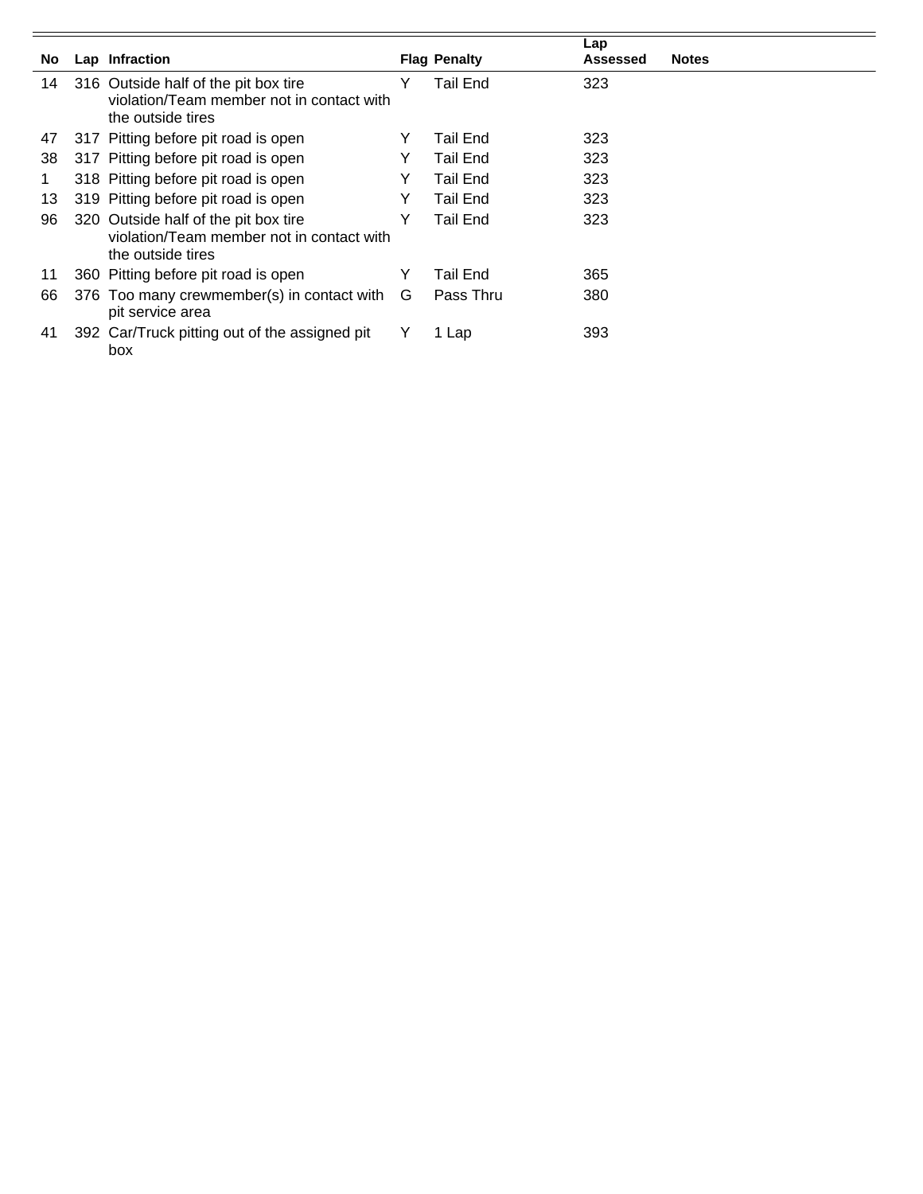| No | Lap | Infraction | Flag | Penalty | Lap Assessed | Notes |
|---|---|---|---|---|---|---|
| 14 | 316 | Outside half of the pit box tire violation/Team member not in contact with the outside tires | Y | Tail End | 323 | |
| 47 | 317 | Pitting before pit road is open | Y | Tail End | 323 | |
| 38 | 317 | Pitting before pit road is open | Y | Tail End | 323 | |
| 1 | 318 | Pitting before pit road is open | Y | Tail End | 323 | |
| 13 | 319 | Pitting before pit road is open | Y | Tail End | 323 | |
| 96 | 320 | Outside half of the pit box tire violation/Team member not in contact with the outside tires | Y | Tail End | 323 | |
| 11 | 360 | Pitting before pit road is open | Y | Tail End | 365 | |
| 66 | 376 | Too many crewmember(s) in contact with pit service area | G | Pass Thru | 380 | |
| 41 | 392 | Car/Truck pitting out of the assigned pit box | Y | 1 Lap | 393 | |